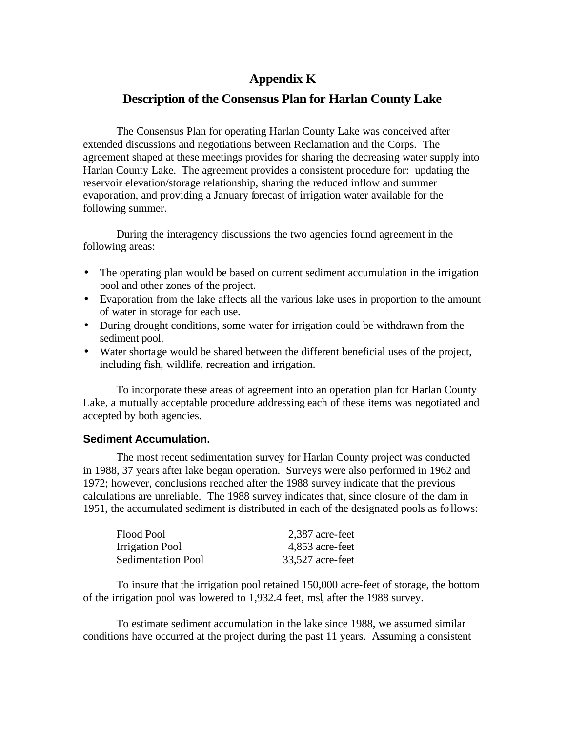# Appendix K

## Description of the Consensus Plan for Harlan County Lake

The Consensus Plan for operating Harlan County Lake was conceived after extended discussions and negotiations between Reclamation and the Corps. The agreement shaped at these meetings provides for sharing the decreasing water supply into Harlan County Lake. The agreement provides a consistent procedure for: updating the reservoir elevation/storage relationship, sharing the reduced inflow and summer evaporation, and providing a January forecast of irrigation water available for the following summer.

During the interagency discussions the two agencies found agreement in the following areas:

- The operating plan would be based on current sediment accumulation in the irrigation pool and other zones of the project.
- Evaporation from the lake affects all the various lake uses in proportion to the amount of water in storage for each use.
- During drought conditions, some water for irrigation could be withdrawn from the sediment pool.
- Water shortage would be shared between the different beneficial uses of the project, including fish, wildlife, recreation and irrigation.

To incorporate these areas of agreement into an operation plan for Harlan County Lake, a mutually acceptable procedure addressing each of these items was negotiated and accepted by both agencies.

### Sediment Accumulation.

The most recent sedimentation survey for Harlan County project was conducted in 1988, 37 years after lake began operation. Surveys were also performed in 1962 and 1972; however, conclusions reached after the 1988 survey indicate that the previous calculations are unreliable. The 1988 survey indicates that, since closure of the dam in 1951, the accumulated sediment is distributed in each of the designated pools as follows:

| Pool | Sediment |
|---|---|
| Flood Pool | 2,387 acre-feet |
| Irrigation Pool | 4,853 acre-feet |
| Sedimentation Pool | 33,527 acre-feet |

To insure that the irrigation pool retained 150,000 acre-feet of storage, the bottom of the irrigation pool was lowered to 1,932.4 feet, msl, after the 1988 survey.

To estimate sediment accumulation in the lake since 1988, we assumed similar conditions have occurred at the project during the past 11 years. Assuming a consistent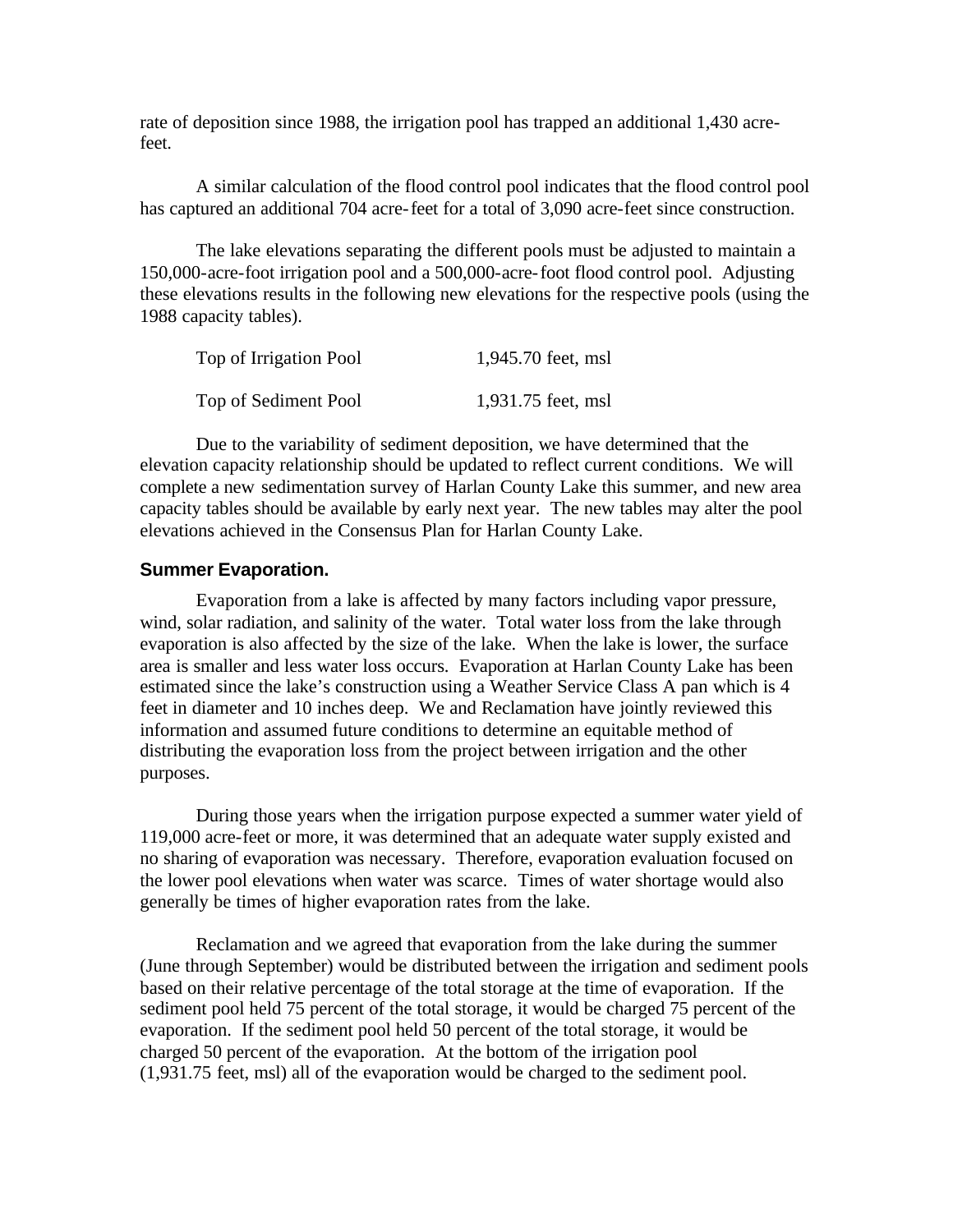rate of deposition since 1988, the irrigation pool has trapped an additional 1,430 acre-feet.

A similar calculation of the flood control pool indicates that the flood control pool has captured an additional 704 acre-feet for a total of 3,090 acre-feet since construction.

The lake elevations separating the different pools must be adjusted to maintain a 150,000-acre-foot irrigation pool and a 500,000-acre-foot flood control pool. Adjusting these elevations results in the following new elevations for the respective pools (using the 1988 capacity tables).

| | |
|---|---|
| Top of Irrigation Pool | 1,945.70 feet, msl |
| Top of Sediment Pool | 1,931.75 feet, msl |

Due to the variability of sediment deposition, we have determined that the elevation capacity relationship should be updated to reflect current conditions. We will complete a new sedimentation survey of Harlan County Lake this summer, and new area capacity tables should be available by early next year. The new tables may alter the pool elevations achieved in the Consensus Plan for Harlan County Lake.

### Summer Evaporation.

Evaporation from a lake is affected by many factors including vapor pressure, wind, solar radiation, and salinity of the water. Total water loss from the lake through evaporation is also affected by the size of the lake. When the lake is lower, the surface area is smaller and less water loss occurs. Evaporation at Harlan County Lake has been estimated since the lake's construction using a Weather Service Class A pan which is 4 feet in diameter and 10 inches deep. We and Reclamation have jointly reviewed this information and assumed future conditions to determine an equitable method of distributing the evaporation loss from the project between irrigation and the other purposes.

During those years when the irrigation purpose expected a summer water yield of 119,000 acre-feet or more, it was determined that an adequate water supply existed and no sharing of evaporation was necessary. Therefore, evaporation evaluation focused on the lower pool elevations when water was scarce. Times of water shortage would also generally be times of higher evaporation rates from the lake.

Reclamation and we agreed that evaporation from the lake during the summer (June through September) would be distributed between the irrigation and sediment pools based on their relative percentage of the total storage at the time of evaporation. If the sediment pool held 75 percent of the total storage, it would be charged 75 percent of the evaporation. If the sediment pool held 50 percent of the total storage, it would be charged 50 percent of the evaporation. At the bottom of the irrigation pool (1,931.75 feet, msl) all of the evaporation would be charged to the sediment pool.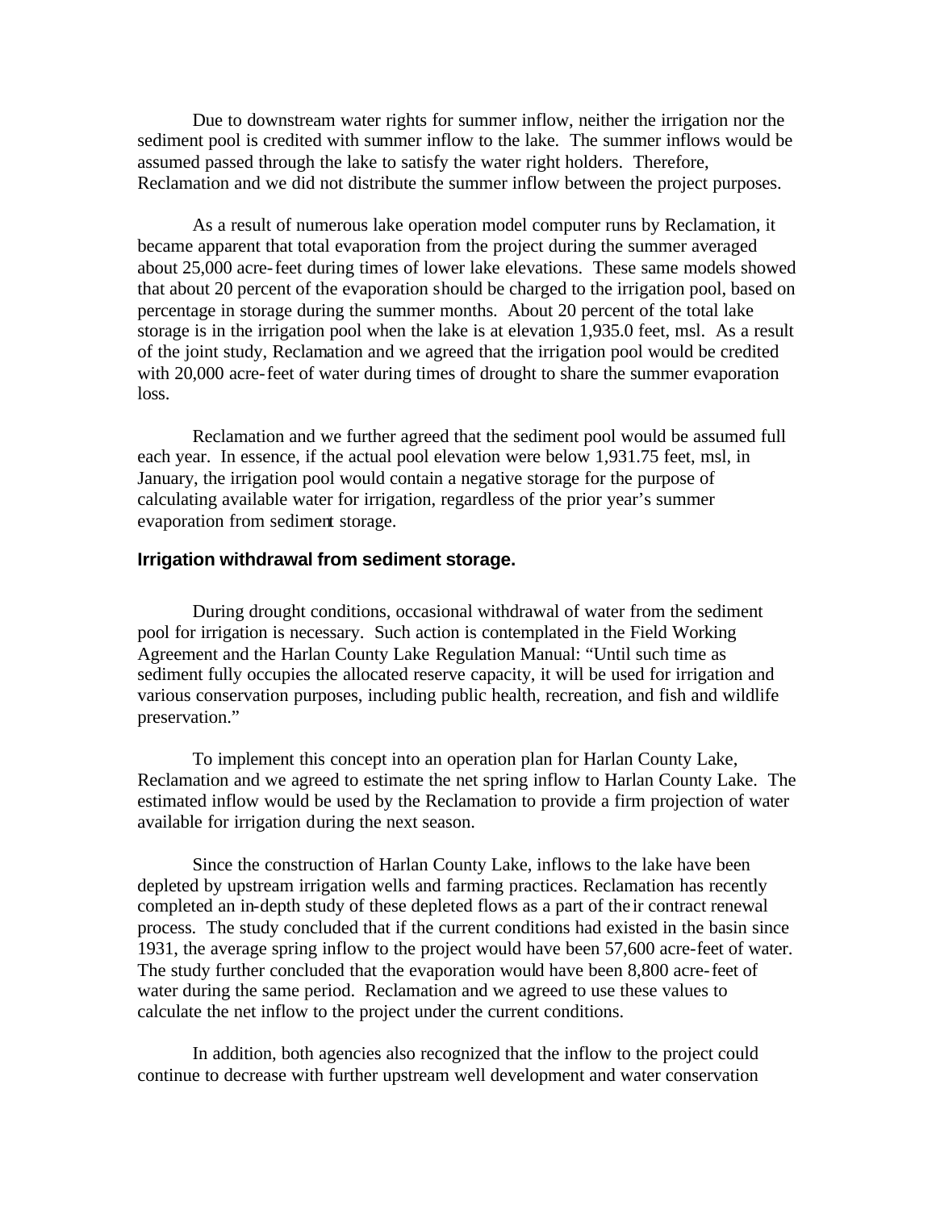Due to downstream water rights for summer inflow, neither the irrigation nor the sediment pool is credited with summer inflow to the lake. The summer inflows would be assumed passed through the lake to satisfy the water right holders. Therefore, Reclamation and we did not distribute the summer inflow between the project purposes.

As a result of numerous lake operation model computer runs by Reclamation, it became apparent that total evaporation from the project during the summer averaged about 25,000 acre-feet during times of lower lake elevations. These same models showed that about 20 percent of the evaporation should be charged to the irrigation pool, based on percentage in storage during the summer months. About 20 percent of the total lake storage is in the irrigation pool when the lake is at elevation 1,935.0 feet, msl. As a result of the joint study, Reclamation and we agreed that the irrigation pool would be credited with 20,000 acre-feet of water during times of drought to share the summer evaporation loss.

Reclamation and we further agreed that the sediment pool would be assumed full each year. In essence, if the actual pool elevation were below 1,931.75 feet, msl, in January, the irrigation pool would contain a negative storage for the purpose of calculating available water for irrigation, regardless of the prior year's summer evaporation from sediment storage.

### Irrigation withdrawal from sediment storage.

During drought conditions, occasional withdrawal of water from the sediment pool for irrigation is necessary. Such action is contemplated in the Field Working Agreement and the Harlan County Lake Regulation Manual: "Until such time as sediment fully occupies the allocated reserve capacity, it will be used for irrigation and various conservation purposes, including public health, recreation, and fish and wildlife preservation."

To implement this concept into an operation plan for Harlan County Lake, Reclamation and we agreed to estimate the net spring inflow to Harlan County Lake. The estimated inflow would be used by the Reclamation to provide a firm projection of water available for irrigation during the next season.

Since the construction of Harlan County Lake, inflows to the lake have been depleted by upstream irrigation wells and farming practices. Reclamation has recently completed an in-depth study of these depleted flows as a part of their contract renewal process. The study concluded that if the current conditions had existed in the basin since 1931, the average spring inflow to the project would have been 57,600 acre-feet of water. The study further concluded that the evaporation would have been 8,800 acre-feet of water during the same period. Reclamation and we agreed to use these values to calculate the net inflow to the project under the current conditions.

In addition, both agencies also recognized that the inflow to the project could continue to decrease with further upstream well development and water conservation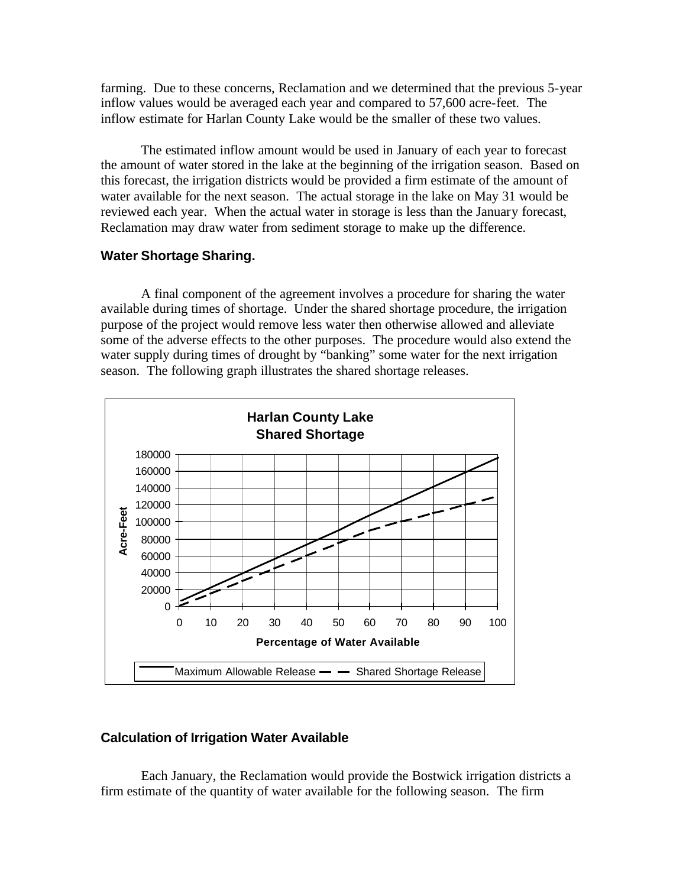farming. Due to these concerns, Reclamation and we determined that the previous 5-year inflow values would be averaged each year and compared to 57,600 acre-feet. The inflow estimate for Harlan County Lake would be the smaller of these two values.

The estimated inflow amount would be used in January of each year to forecast the amount of water stored in the lake at the beginning of the irrigation season. Based on this forecast, the irrigation districts would be provided a firm estimate of the amount of water available for the next season. The actual storage in the lake on May 31 would be reviewed each year. When the actual water in storage is less than the January forecast, Reclamation may draw water from sediment storage to make up the difference.

### Water Shortage Sharing.

A final component of the agreement involves a procedure for sharing the water available during times of shortage. Under the shared shortage procedure, the irrigation purpose of the project would remove less water then otherwise allowed and alleviate some of the adverse effects to the other purposes. The procedure would also extend the water supply during times of drought by "banking" some water for the next irrigation season. The following graph illustrates the shared shortage releases.

**Harlan County Lake Shared Shortage**

### Calculation of Irrigation Water Available

Each January, the Reclamation would provide the Bostwick irrigation districts a firm estimate of the quantity of water available for the following season. The firm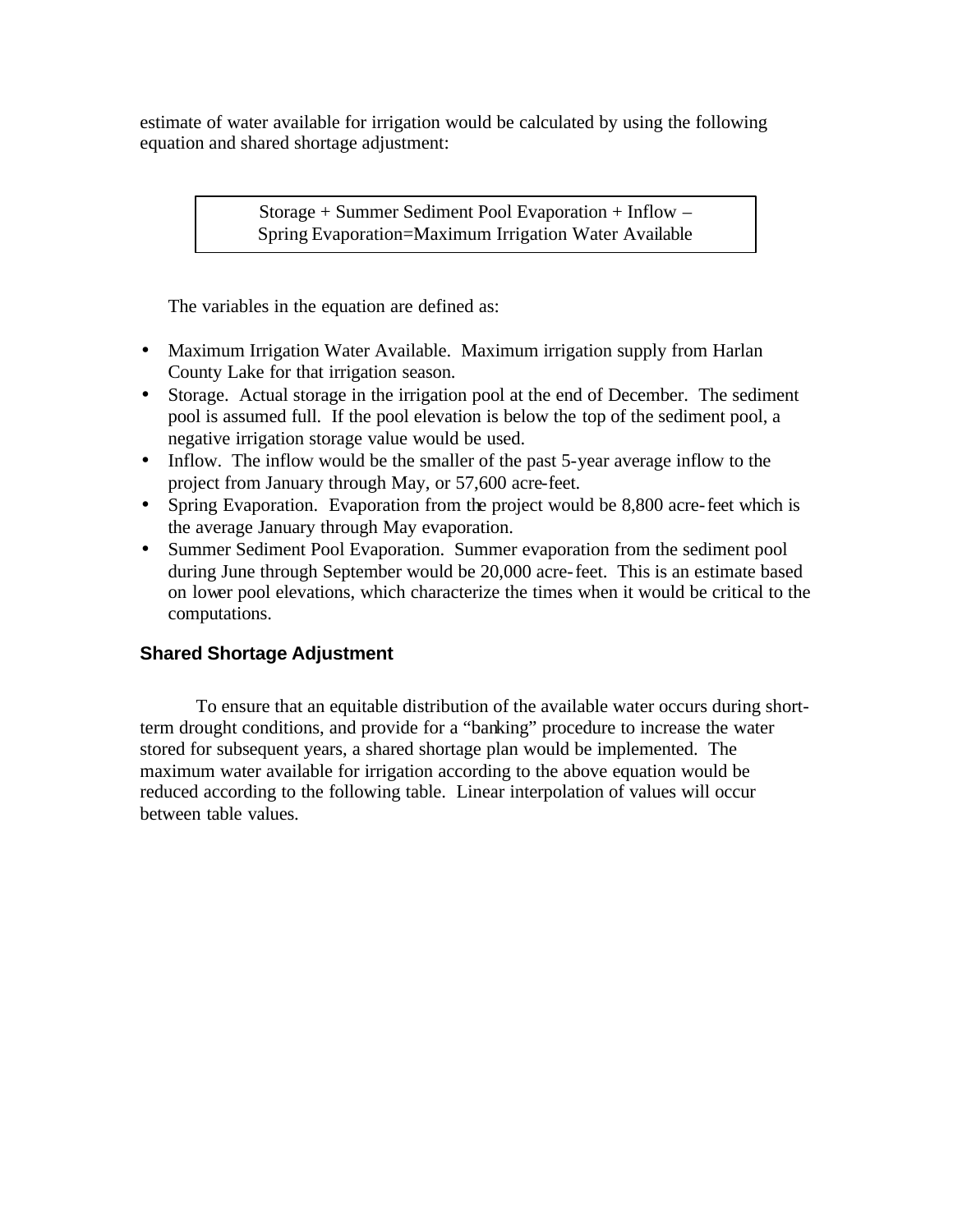estimate of water available for irrigation would be calculated by using the following equation and shared shortage adjustment:

| Storage + Summer Sediment Pool Evaporation + Inflow – Spring Evaporation=Maximum Irrigation Water Available |
|---|

The variables in the equation are defined as:

- Maximum Irrigation Water Available. Maximum irrigation supply from Harlan County Lake for that irrigation season.
- Storage. Actual storage in the irrigation pool at the end of December. The sediment pool is assumed full. If the pool elevation is below the top of the sediment pool, a negative irrigation storage value would be used.
- Inflow. The inflow would be the smaller of the past 5-year average inflow to the project from January through May, or 57,600 acre-feet.
- Spring Evaporation. Evaporation from the project would be 8,800 acre-feet which is the average January through May evaporation.
- Summer Sediment Pool Evaporation. Summer evaporation from the sediment pool during June through September would be 20,000 acre-feet. This is an estimate based on lower pool elevations, which characterize the times when it would be critical to the computations.

## Shared Shortage Adjustment

To ensure that an equitable distribution of the available water occurs during short-term drought conditions, and provide for a "banking" procedure to increase the water stored for subsequent years, a shared shortage plan would be implemented. The maximum water available for irrigation according to the above equation would be reduced according to the following table. Linear interpolation of values will occur between table values.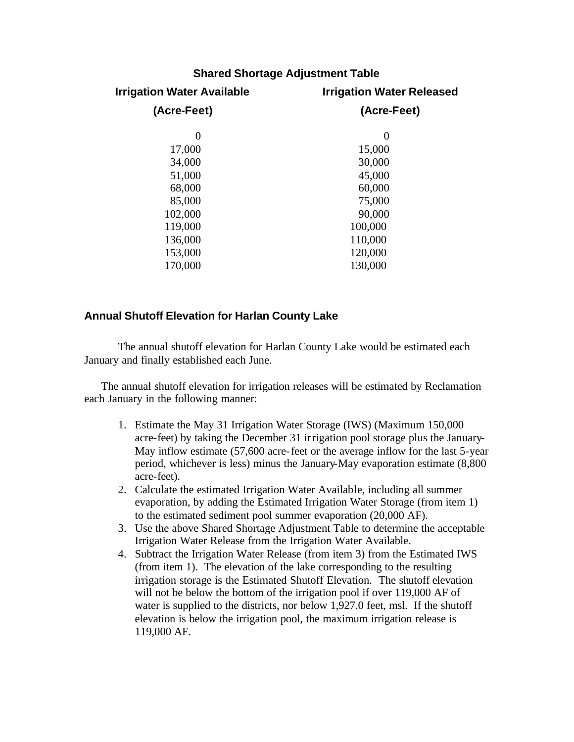## Shared Shortage Adjustment Table

| Irrigation Water Available (Acre-Feet) | Irrigation Water Released (Acre-Feet) |
|---|---|
| 0 | 0 |
| 17,000 | 15,000 |
| 34,000 | 30,000 |
| 51,000 | 45,000 |
| 68,000 | 60,000 |
| 85,000 | 75,000 |
| 102,000 | 90,000 |
| 119,000 | 100,000 |
| 136,000 | 110,000 |
| 153,000 | 120,000 |
| 170,000 | 130,000 |

## Annual Shutoff Elevation for Harlan County Lake

The annual shutoff elevation for Harlan County Lake would be estimated each January and finally established each June.

The annual shutoff elevation for irrigation releases will be estimated by Reclamation each January in the following manner:

1. Estimate the May 31 Irrigation Water Storage (IWS) (Maximum 150,000 acre-feet) by taking the December 31 irrigation pool storage plus the January-May inflow estimate (57,600 acre-feet or the average inflow for the last 5-year period, whichever is less) minus the January-May evaporation estimate (8,800 acre-feet).
2. Calculate the estimated Irrigation Water Available, including all summer evaporation, by adding the Estimated Irrigation Water Storage (from item 1) to the estimated sediment pool summer evaporation (20,000 AF).
3. Use the above Shared Shortage Adjustment Table to determine the acceptable Irrigation Water Release from the Irrigation Water Available.
4. Subtract the Irrigation Water Release (from item 3) from the Estimated IWS (from item 1). The elevation of the lake corresponding to the resulting irrigation storage is the Estimated Shutoff Elevation. The shutoff elevation will not be below the bottom of the irrigation pool if over 119,000 AF of water is supplied to the districts, nor below 1,927.0 feet, msl. If the shutoff elevation is below the irrigation pool, the maximum irrigation release is 119,000 AF.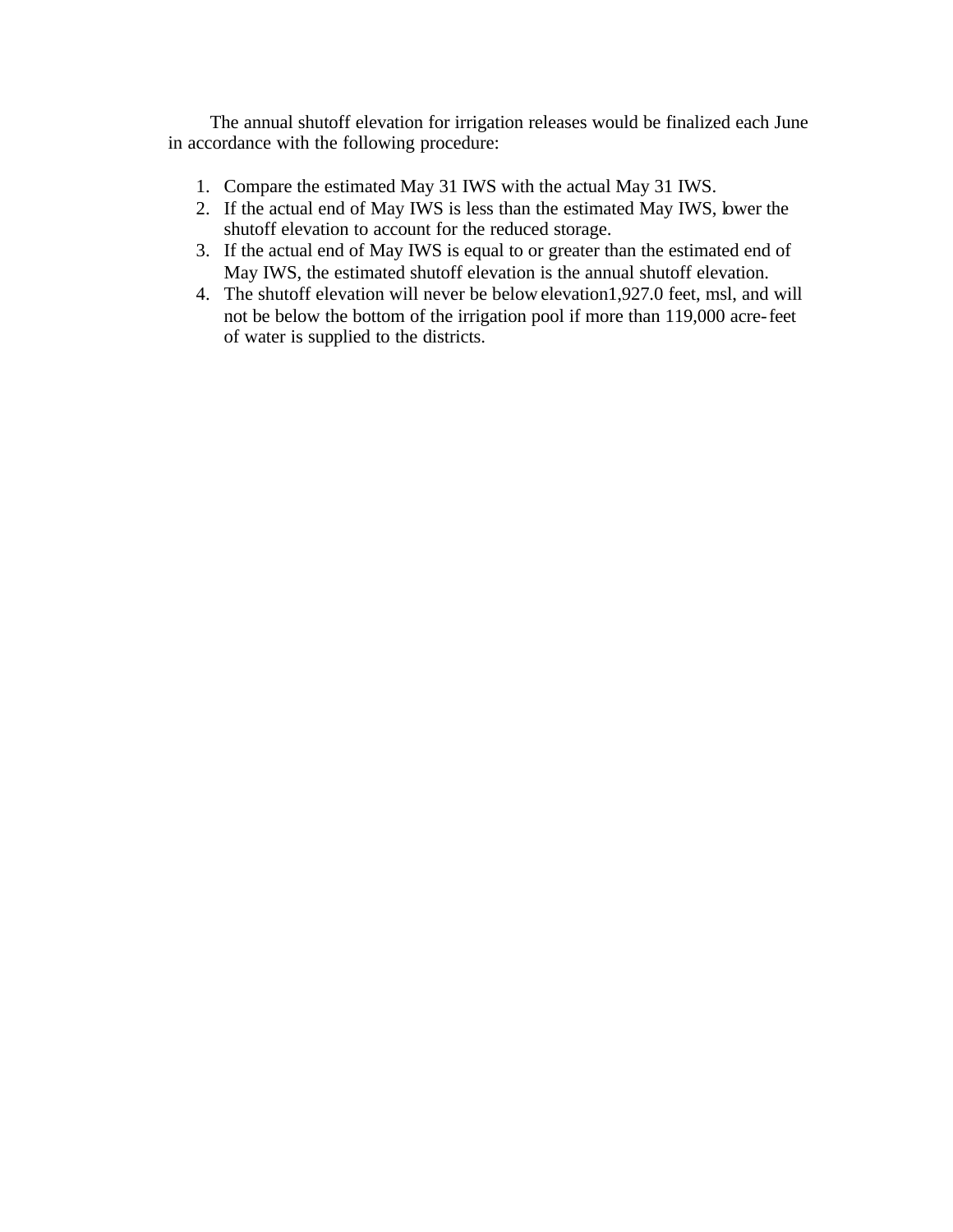The annual shutoff elevation for irrigation releases would be finalized each June in accordance with the following procedure:

1. Compare the estimated May 31 IWS with the actual May 31 IWS.
2. If the actual end of May IWS is less than the estimated May IWS, lower the shutoff elevation to account for the reduced storage.
3. If the actual end of May IWS is equal to or greater than the estimated end of May IWS, the estimated shutoff elevation is the annual shutoff elevation.
4. The shutoff elevation will never be below elevation1,927.0 feet, msl, and will not be below the bottom of the irrigation pool if more than 119,000 acre-feet of water is supplied to the districts.